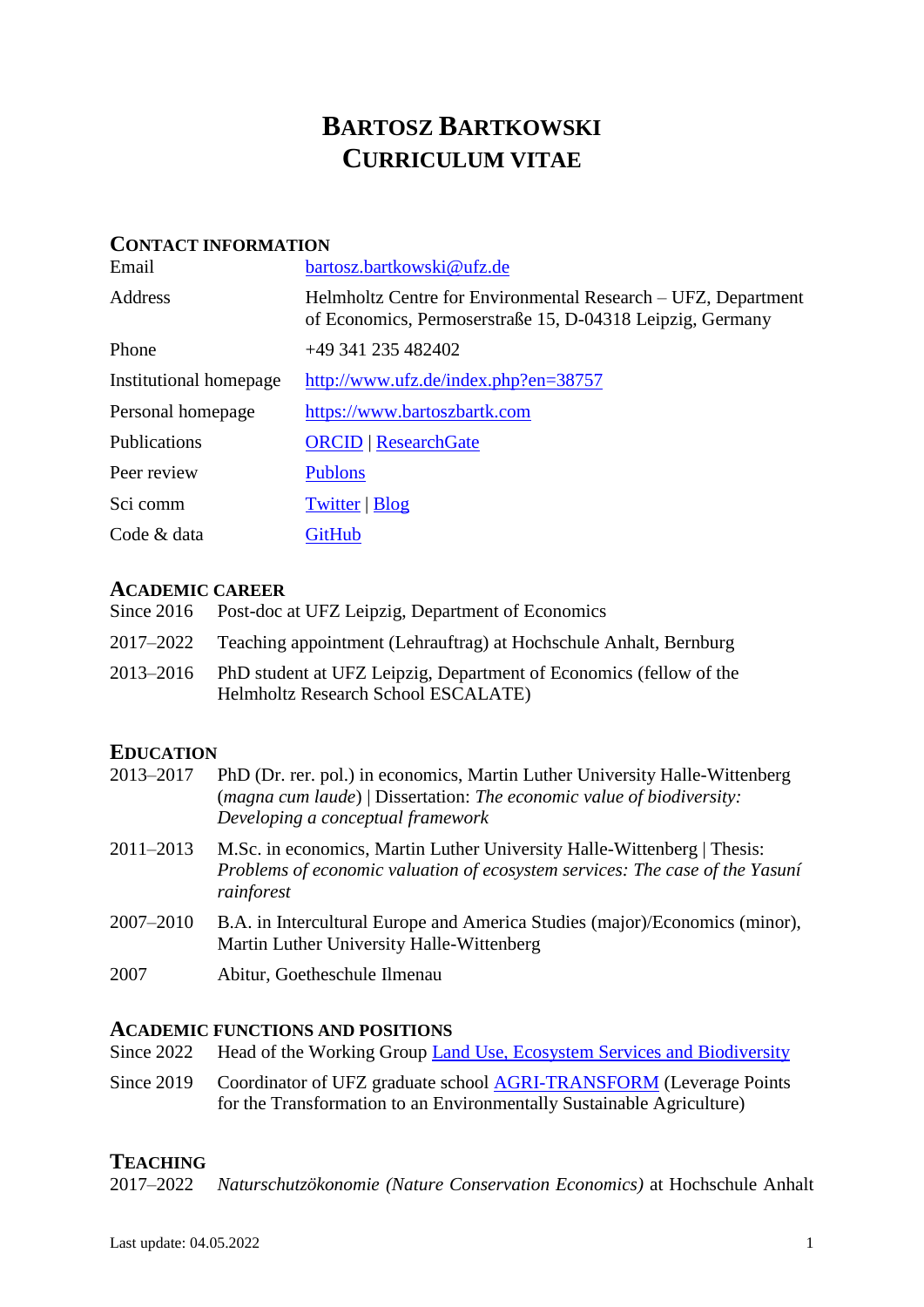# BARTOSZ BARTKOWSKI
# CURRICULUM VITAE

## CONTACT INFORMATION

| | |
|---|---|
| Email | bartosz.bartkowski@ufz.de |
| Address | Helmholtz Centre for Environmental Research – UFZ, Department of Economics, Permoserstraße 15, D-04318 Leipzig, Germany |
| Phone | +49 341 235 482402 |
| Institutional homepage | http://www.ufz.de/index.php?en=38757 |
| Personal homepage | https://www.bartoszbartk.com |
| Publications | ORCID \| ResearchGate |
| Peer review | Publons |
| Sci comm | Twitter \| Blog |
| Code & data | GitHub |

## ACADEMIC CAREER

| | |
|---|---|
| Since 2016 | Post-doc at UFZ Leipzig, Department of Economics |
| 2017–2022 | Teaching appointment (Lehrauftrag) at Hochschule Anhalt, Bernburg |
| 2013–2016 | PhD student at UFZ Leipzig, Department of Economics (fellow of the Helmholtz Research School ESCALATE) |

## EDUCATION

| | |
|---|---|
| 2013–2017 | PhD (Dr. rer. pol.) in economics, Martin Luther University Halle-Wittenberg (*magna cum laude*) \| Dissertation: *The economic value of biodiversity: Developing a conceptual framework* |
| 2011–2013 | M.Sc. in economics, Martin Luther University Halle-Wittenberg \| Thesis: *Problems of economic valuation of ecosystem services: The case of the Yasuní rainforest* |
| 2007–2010 | B.A. in Intercultural Europe and America Studies (major)/Economics (minor), Martin Luther University Halle-Wittenberg |
| 2007 | Abitur, Goetheschule Ilmenau |

## ACADEMIC FUNCTIONS AND POSITIONS

| | |
|---|---|
| Since 2022 | Head of the Working Group Land Use, Ecosystem Services and Biodiversity |
| Since 2019 | Coordinator of UFZ graduate school AGRI-TRANSFORM (Leverage Points for the Transformation to an Environmentally Sustainable Agriculture) |

## TEACHING

| | |
|---|---|
| 2017–2022 | *Naturschutzökonomie (Nature Conservation Economics)* at Hochschule Anhalt |

Last update: 04.05.2022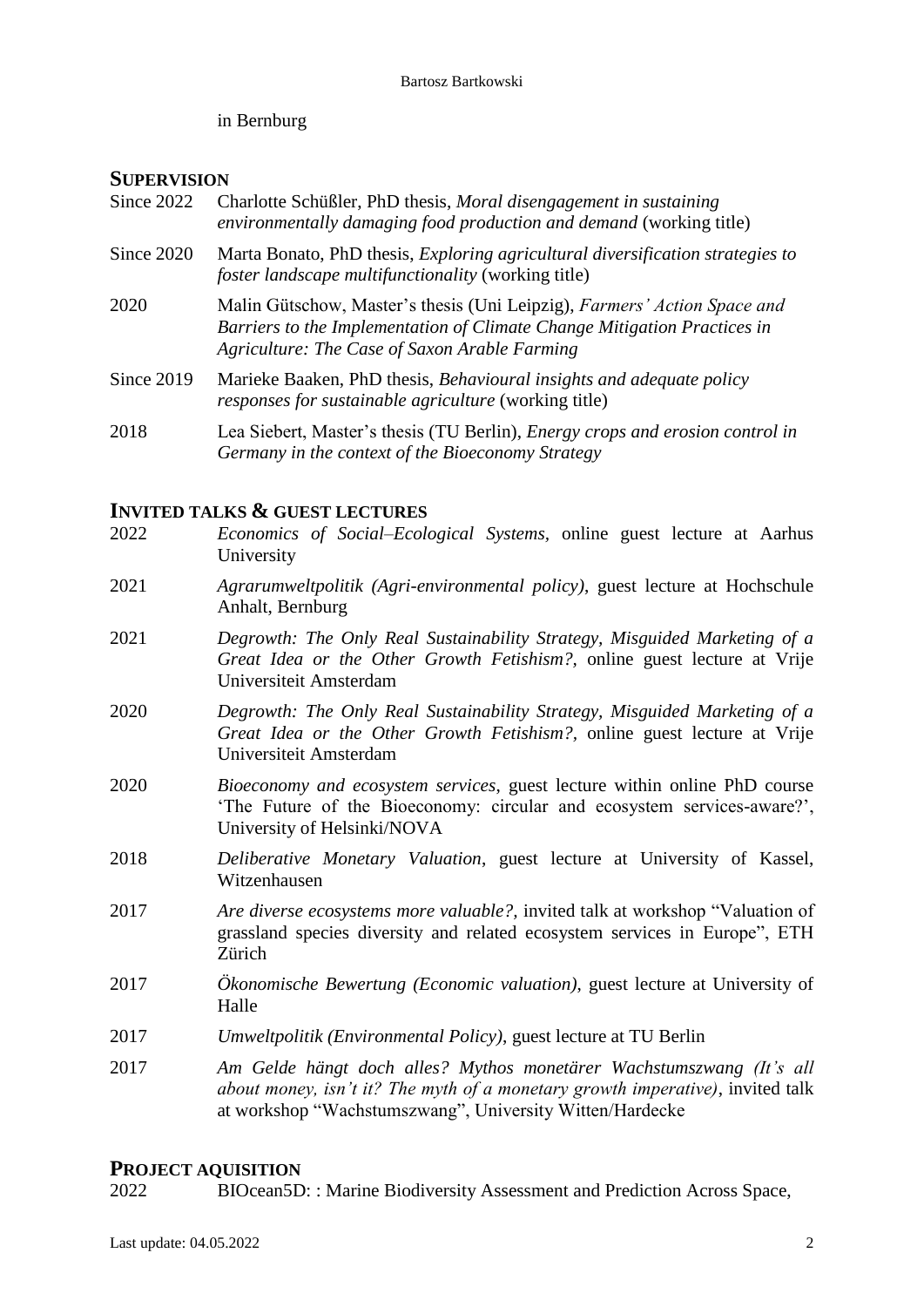in Bernburg

## SUPERVISION

Since 2022 Charlotte Schüßler, PhD thesis, *Moral disengagement in sustaining environmentally damaging food production and demand* (working title)

Since 2020 Marta Bonato, PhD thesis, *Exploring agricultural diversification strategies to foster landscape multifunctionality* (working title)

2020 Malin Gütschow, Master's thesis (Uni Leipzig), *Farmers' Action Space and Barriers to the Implementation of Climate Change Mitigation Practices in Agriculture: The Case of Saxon Arable Farming*

Since 2019 Marieke Baaken, PhD thesis, *Behavioural insights and adequate policy responses for sustainable agriculture* (working title)

2018 Lea Siebert, Master's thesis (TU Berlin), *Energy crops and erosion control in Germany in the context of the Bioeconomy Strategy*

## INVITED TALKS & GUEST LECTURES

2022 *Economics of Social–Ecological Systems*, online guest lecture at Aarhus University

2021 *Agrarumweltpolitik (Agri-environmental policy)*, guest lecture at Hochschule Anhalt, Bernburg

2021 *Degrowth: The Only Real Sustainability Strategy, Misguided Marketing of a Great Idea or the Other Growth Fetishism?*, online guest lecture at Vrije Universiteit Amsterdam

2020 *Degrowth: The Only Real Sustainability Strategy, Misguided Marketing of a Great Idea or the Other Growth Fetishism?*, online guest lecture at Vrije Universiteit Amsterdam

2020 *Bioeconomy and ecosystem services*, guest lecture within online PhD course 'The Future of the Bioeconomy: circular and ecosystem services-aware?', University of Helsinki/NOVA

2018 *Deliberative Monetary Valuation*, guest lecture at University of Kassel, Witzenhausen

2017 *Are diverse ecosystems more valuable?*, invited talk at workshop "Valuation of grassland species diversity and related ecosystem services in Europe", ETH Zürich

2017 *Ökonomische Bewertung (Economic valuation)*, guest lecture at University of Halle

2017 *Umweltpolitik (Environmental Policy)*, guest lecture at TU Berlin

2017 *Am Gelde hängt doch alles? Mythos monetärer Wachstumszwang (It's all about money, isn't it? The myth of a monetary growth imperative)*, invited talk at workshop "Wachstumszwang", University Witten/Hardecke

## PROJECT AQUISITION

2022 BIOcean5D: : Marine Biodiversity Assessment and Prediction Across Space,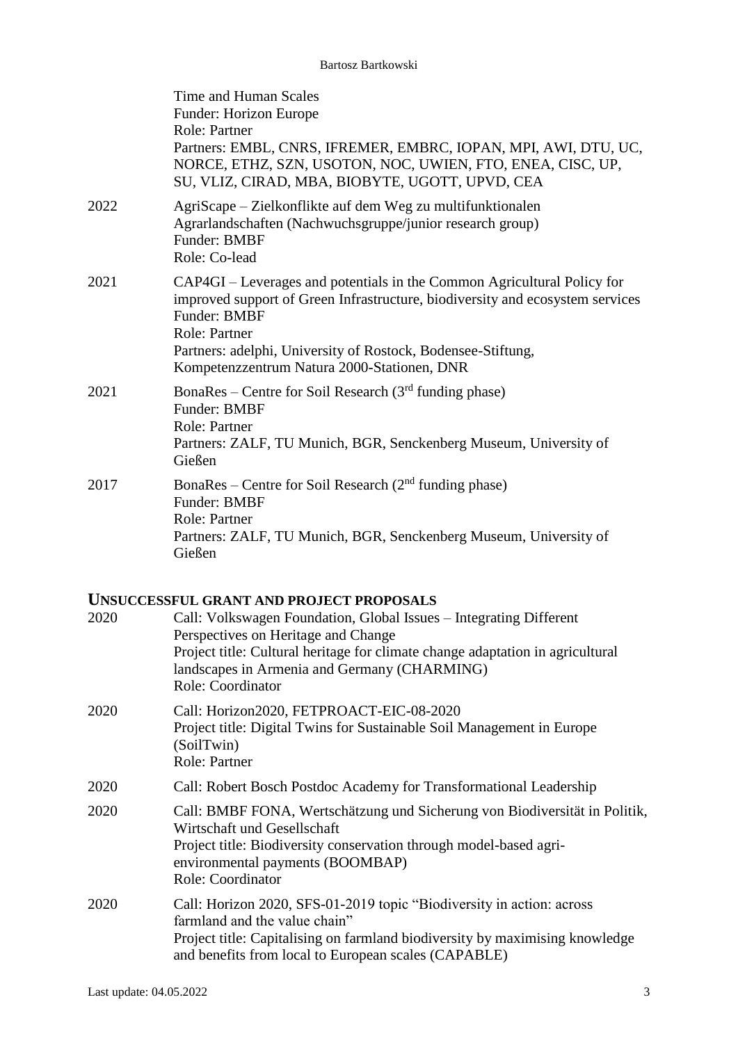Time and Human Scales
Funder: Horizon Europe
Role: Partner
Partners: EMBL, CNRS, IFREMER, EMBRC, IOPAN, MPI, AWI, DTU, UC, NORCE, ETHZ, SZN, USOTON, NOC, UWIEN, FTO, ENEA, CISC, UP, SU, VLIZ, CIRAD, MBA, BIOBYTE, UGOTT, UPVD, CEA

2022 AgriScape – Zielkonflikte auf dem Weg zu multifunktionalen Agrarlandschaften (Nachwuchsgruppe/junior research group)
Funder: BMBF
Role: Co-lead

2021 CAP4GI – Leverages and potentials in the Common Agricultural Policy for improved support of Green Infrastructure, biodiversity and ecosystem services
Funder: BMBF
Role: Partner
Partners: adelphi, University of Rostock, Bodensee-Stiftung, Kompetenzzentrum Natura 2000-Stationen, DNR

2021 BonaRes – Centre for Soil Research (3rd funding phase)
Funder: BMBF
Role: Partner
Partners: ZALF, TU Munich, BGR, Senckenberg Museum, University of Gießen

2017 BonaRes – Centre for Soil Research (2nd funding phase)
Funder: BMBF
Role: Partner
Partners: ZALF, TU Munich, BGR, Senckenberg Museum, University of Gießen

## Unsuccessful Grant and Project Proposals

2020 Call: Volkswagen Foundation, Global Issues – Integrating Different Perspectives on Heritage and Change
Project title: Cultural heritage for climate change adaptation in agricultural landscapes in Armenia and Germany (CHARMING)
Role: Coordinator

2020 Call: Horizon2020, FETPROACT-EIC-08-2020
Project title: Digital Twins for Sustainable Soil Management in Europe (SoilTwin)
Role: Partner

2020 Call: Robert Bosch Postdoc Academy for Transformational Leadership

2020 Call: BMBF FONA, Wertschätzung und Sicherung von Biodiversität in Politik, Wirtschaft und Gesellschaft
Project title: Biodiversity conservation through model-based agri-environmental payments (BOOMBAP)
Role: Coordinator

2020 Call: Horizon 2020, SFS-01-2019 topic "Biodiversity in action: across farmland and the value chain"
Project title: Capitalising on farmland biodiversity by maximising knowledge and benefits from local to European scales (CAPABLE)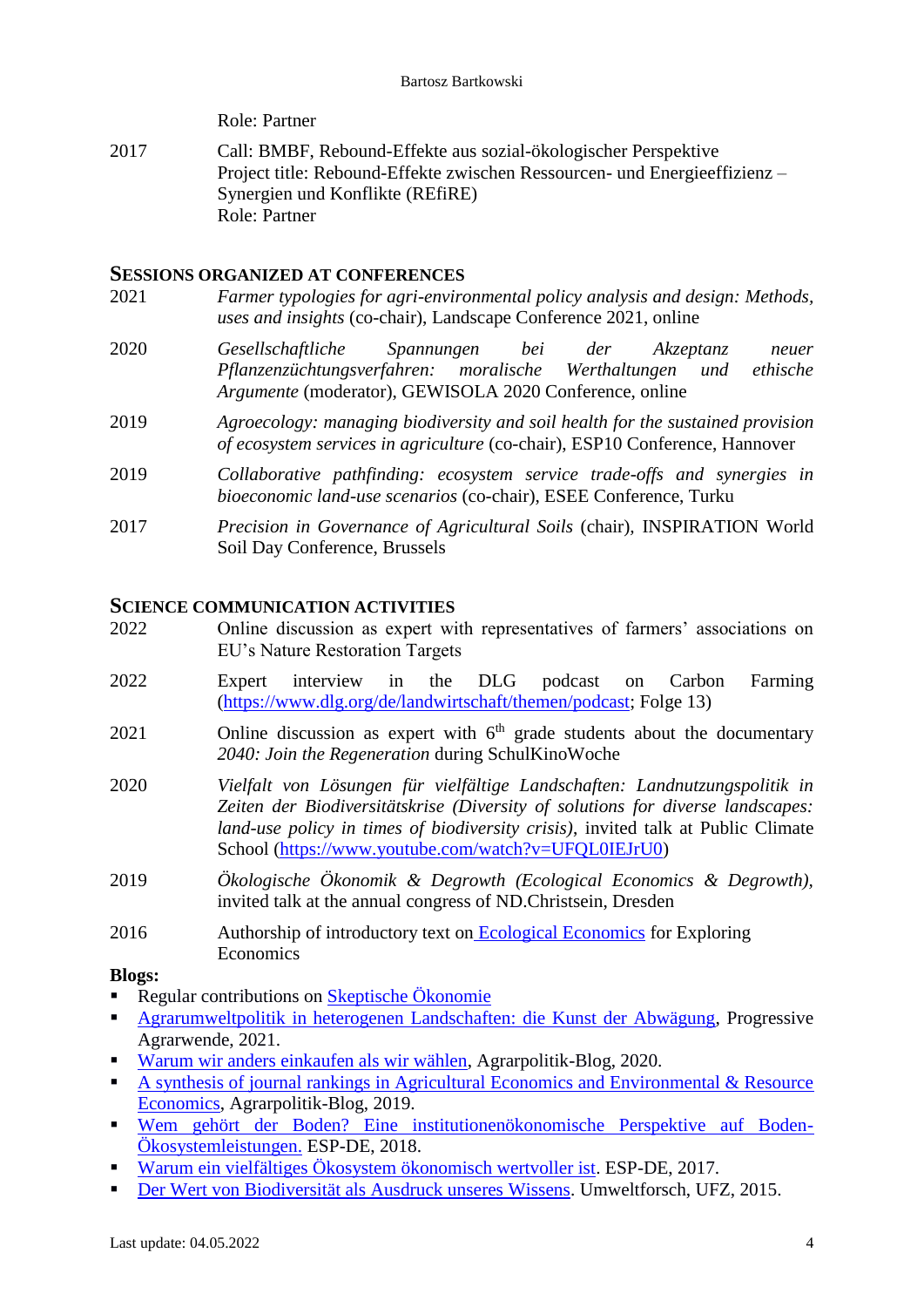Role: Partner

| | |
|---|---|
| 2017 | Call: BMBF, Rebound-Effekte aus sozial-ökologischer Perspektive<br>Project title: Rebound-Effekte zwischen Ressourcen- und Energieeffizienz – Synergien und Konflikte (REfiRE)<br>Role: Partner |

## SESSIONS ORGANIZED AT CONFERENCES

| | |
|---|---|
| 2021 | *Farmer typologies for agri-environmental policy analysis and design: Methods, uses and insights* (co-chair), Landscape Conference 2021, online |
| 2020 | *Gesellschaftliche Spannungen bei der Akzeptanz neuer Pflanzenzüchtungsverfahren: moralische Werthaltungen und ethische Argumente* (moderator), GEWISOLA 2020 Conference, online |
| 2019 | *Agroecology: managing biodiversity and soil health for the sustained provision of ecosystem services in agriculture* (co-chair), ESP10 Conference, Hannover |
| 2019 | *Collaborative pathfinding: ecosystem service trade-offs and synergies in bioeconomic land-use scenarios* (co-chair), ESEE Conference, Turku |
| 2017 | *Precision in Governance of Agricultural Soils* (chair), INSPIRATION World Soil Day Conference, Brussels |

## SCIENCE COMMUNICATION ACTIVITIES

| | |
|---|---|
| 2022 | Online discussion as expert with representatives of farmers' associations on EU's Nature Restoration Targets |
| 2022 | Expert interview in the DLG podcast on Carbon Farming (https://www.dlg.org/de/landwirtschaft/themen/podcast; Folge 13) |
| 2021 | Online discussion as expert with 6th grade students about the documentary *2040: Join the Regeneration* during SchulKinoWoche |
| 2020 | *Vielfalt von Lösungen für vielfältige Landschaften: Landnutzungspolitik in Zeiten der Biodiversitätskrise (Diversity of solutions for diverse landscapes: land-use policy in times of biodiversity crisis)*, invited talk at Public Climate School (https://www.youtube.com/watch?v=UFQL0IEJrU0) |
| 2019 | *Ökologische Ökonomik & Degrowth (Ecological Economics & Degrowth)*, invited talk at the annual congress of ND.Christsein, Dresden |
| 2016 | Authorship of introductory text on Ecological Economics for Exploring Economics |

**Blogs:**

- Regular contributions on Skeptische Ökonomie
- Agrarumweltpolitik in heterogenen Landschaften: die Kunst der Abwägung, Progressive Agrarwende, 2021.
- Warum wir anders einkaufen als wir wählen, Agrarpolitik-Blog, 2020.
- A synthesis of journal rankings in Agricultural Economics and Environmental & Resource Economics, Agrarpolitik-Blog, 2019.
- Wem gehört der Boden? Eine institutionenökonomische Perspektive auf Boden-Ökosystemleistungen. ESP-DE, 2018.
- Warum ein vielfältiges Ökosystem ökonomisch wertvoller ist. ESP-DE, 2017.
- Der Wert von Biodiversität als Ausdruck unseres Wissens. Umweltforsch, UFZ, 2015.

Last update: 04.05.2022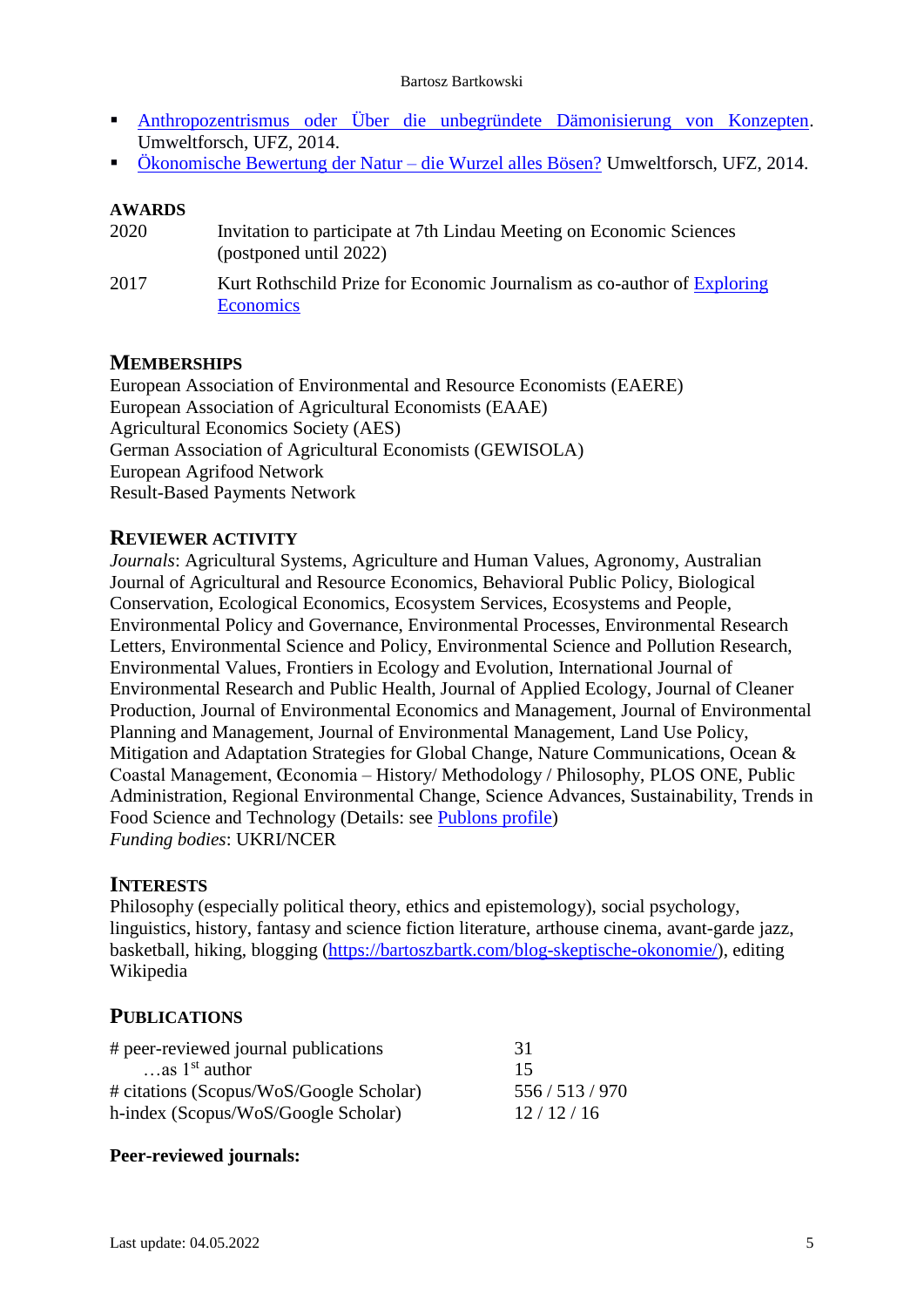- [Anthropozentrismus oder Über die unbegründete Dämonisierung von Konzepten](). Umweltforsch, UFZ, 2014.
- [Ökonomische Bewertung der Natur – die Wurzel alles Bösen?]() Umweltforsch, UFZ, 2014.

## AWARDS

| | |
|---|---|
| 2020 | Invitation to participate at 7th Lindau Meeting on Economic Sciences (postponed until 2022) |
| 2017 | Kurt Rothschild Prize for Economic Journalism as co-author of [Exploring Economics]() |

## MEMBERSHIPS

European Association of Environmental and Resource Economists (EAERE)
European Association of Agricultural Economists (EAAE)
Agricultural Economics Society (AES)
German Association of Agricultural Economists (GEWISOLA)
European Agrifood Network
Result-Based Payments Network

## REVIEWER ACTIVITY

*Journals*: Agricultural Systems, Agriculture and Human Values, Agronomy, Australian Journal of Agricultural and Resource Economics, Behavioral Public Policy, Biological Conservation, Ecological Economics, Ecosystem Services, Ecosystems and People, Environmental Policy and Governance, Environmental Processes, Environmental Research Letters, Environmental Science and Policy, Environmental Science and Pollution Research, Environmental Values, Frontiers in Ecology and Evolution, International Journal of Environmental Research and Public Health, Journal of Applied Ecology, Journal of Cleaner Production, Journal of Environmental Economics and Management, Journal of Environmental Planning and Management, Journal of Environmental Management, Land Use Policy, Mitigation and Adaptation Strategies for Global Change, Nature Communications, Ocean & Coastal Management, Œconomia – History/ Methodology / Philosophy, PLOS ONE, Public Administration, Regional Environmental Change, Science Advances, Sustainability, Trends in Food Science and Technology (Details: see [Publons profile]())
*Funding bodies*: UKRI/NCER

## INTERESTS

Philosophy (especially political theory, ethics and epistemology), social psychology, linguistics, history, fantasy and science fiction literature, arthouse cinema, avant-garde jazz, basketball, hiking, blogging (https://bartoszbartk.com/blog-skeptische-okonomie/), editing Wikipedia

## PUBLICATIONS

| | |
|---|---|
| # peer-reviewed journal publications | 31 |
| …as 1st author | 15 |
| # citations (Scopus/WoS/Google Scholar) | 556 / 513 / 970 |
| h-index (Scopus/WoS/Google Scholar) | 12 / 12 / 16 |

**Peer-reviewed journals:**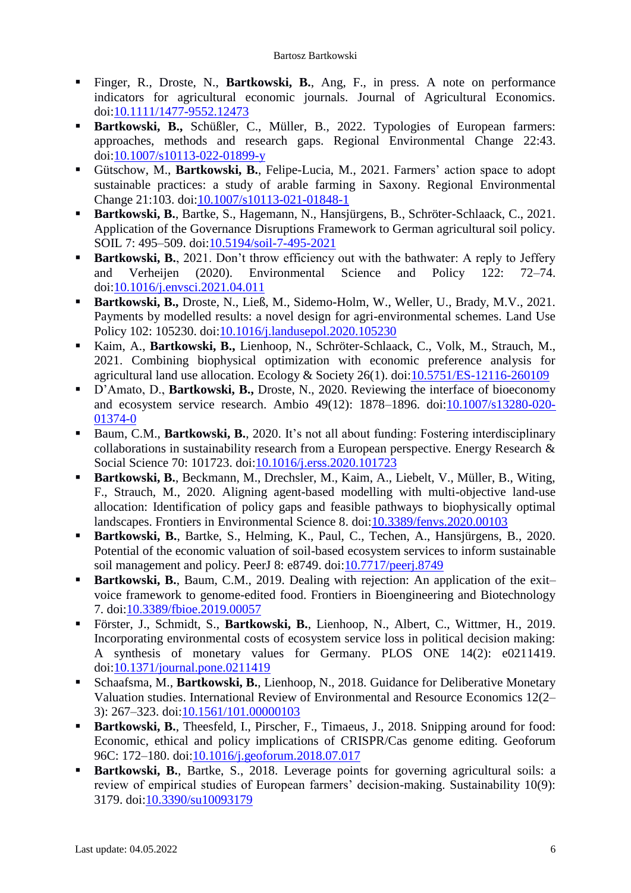- Finger, R., Droste, N., **Bartkowski, B.**, Ang, F., in press. A note on performance indicators for agricultural economic journals. Journal of Agricultural Economics. doi:[10.1111/1477-9552.12473](https://doi.org/10.1111/1477-9552.12473)
- **Bartkowski, B.,** Schüßler, C., Müller, B., 2022. Typologies of European farmers: approaches, methods and research gaps. Regional Environmental Change 22:43. doi:[10.1007/s10113-022-01899-y](https://doi.org/10.1007/s10113-022-01899-y)
- Gütschow, M., **Bartkowski, B.**, Felipe-Lucia, M., 2021. Farmers' action space to adopt sustainable practices: a study of arable farming in Saxony. Regional Environmental Change 21:103. doi:[10.1007/s10113-021-01848-1](https://doi.org/10.1007/s10113-021-01848-1)
- **Bartkowski, B.**, Bartke, S., Hagemann, N., Hansjürgens, B., Schröter-Schlaack, C., 2021. Application of the Governance Disruptions Framework to German agricultural soil policy. SOIL 7: 495–509. doi:[10.5194/soil-7-495-2021](https://doi.org/10.5194/soil-7-495-2021)
- **Bartkowski, B.**, 2021. Don't throw efficiency out with the bathwater: A reply to Jeffery and Verheijen (2020). Environmental Science and Policy 122: 72–74. doi:[10.1016/j.envsci.2021.04.011](https://doi.org/10.1016/j.envsci.2021.04.011)
- **Bartkowski, B.,** Droste, N., Ließ, M., Sidemo-Holm, W., Weller, U., Brady, M.V., 2021. Payments by modelled results: a novel design for agri-environmental schemes. Land Use Policy 102: 105230. doi:[10.1016/j.landusepol.2020.105230](https://doi.org/10.1016/j.landusepol.2020.105230)
- Kaim, A., **Bartkowski, B.,** Lienhoop, N., Schröter-Schlaack, C., Volk, M., Strauch, M., 2021. Combining biophysical optimization with economic preference analysis for agricultural land use allocation. Ecology & Society 26(1). doi:[10.5751/ES-12116-260109](https://doi.org/10.5751/ES-12116-260109)
- D'Amato, D., **Bartkowski, B.,** Droste, N., 2020. Reviewing the interface of bioeconomy and ecosystem service research. Ambio 49(12): 1878–1896. doi:[10.1007/s13280-020-01374-0](https://doi.org/10.1007/s13280-020-01374-0)
- Baum, C.M., **Bartkowski, B.**, 2020. It's not all about funding: Fostering interdisciplinary collaborations in sustainability research from a European perspective. Energy Research & Social Science 70: 101723. doi:[10.1016/j.erss.2020.101723](https://doi.org/10.1016/j.erss.2020.101723)
- **Bartkowski, B.**, Beckmann, M., Drechsler, M., Kaim, A., Liebelt, V., Müller, B., Witing, F., Strauch, M., 2020. Aligning agent-based modelling with multi-objective land-use allocation: Identification of policy gaps and feasible pathways to biophysically optimal landscapes. Frontiers in Environmental Science 8. doi:[10.3389/fenvs.2020.00103](https://doi.org/10.3389/fenvs.2020.00103)
- **Bartkowski, B.**, Bartke, S., Helming, K., Paul, C., Techen, A., Hansjürgens, B., 2020. Potential of the economic valuation of soil-based ecosystem services to inform sustainable soil management and policy. PeerJ 8: e8749. doi:[10.7717/peerj.8749](https://doi.org/10.7717/peerj.8749)
- **Bartkowski, B.**, Baum, C.M., 2019. Dealing with rejection: An application of the exit–voice framework to genome-edited food. Frontiers in Bioengineering and Biotechnology 7. doi:[10.3389/fbioe.2019.00057](https://doi.org/10.3389/fbioe.2019.00057)
- Förster, J., Schmidt, S., **Bartkowski, B.**, Lienhoop, N., Albert, C., Wittmer, H., 2019. Incorporating environmental costs of ecosystem service loss in political decision making: A synthesis of monetary values for Germany. PLOS ONE 14(2): e0211419. doi:[10.1371/journal.pone.0211419](https://doi.org/10.1371/journal.pone.0211419)
- Schaafsma, M., **Bartkowski, B.**, Lienhoop, N., 2018. Guidance for Deliberative Monetary Valuation studies. International Review of Environmental and Resource Economics 12(2–3): 267–323. doi:[10.1561/101.00000103](https://doi.org/10.1561/101.00000103)
- **Bartkowski, B.**, Theesfeld, I., Pirscher, F., Timaeus, J., 2018. Snipping around for food: Economic, ethical and policy implications of CRISPR/Cas genome editing. Geoforum 96C: 172–180. doi:[10.1016/j.geoforum.2018.07.017](https://doi.org/10.1016/j.geoforum.2018.07.017)
- **Bartkowski, B.**, Bartke, S., 2018. Leverage points for governing agricultural soils: a review of empirical studies of European farmers' decision-making. Sustainability 10(9): 3179. doi:[10.3390/su10093179](https://doi.org/10.3390/su10093179)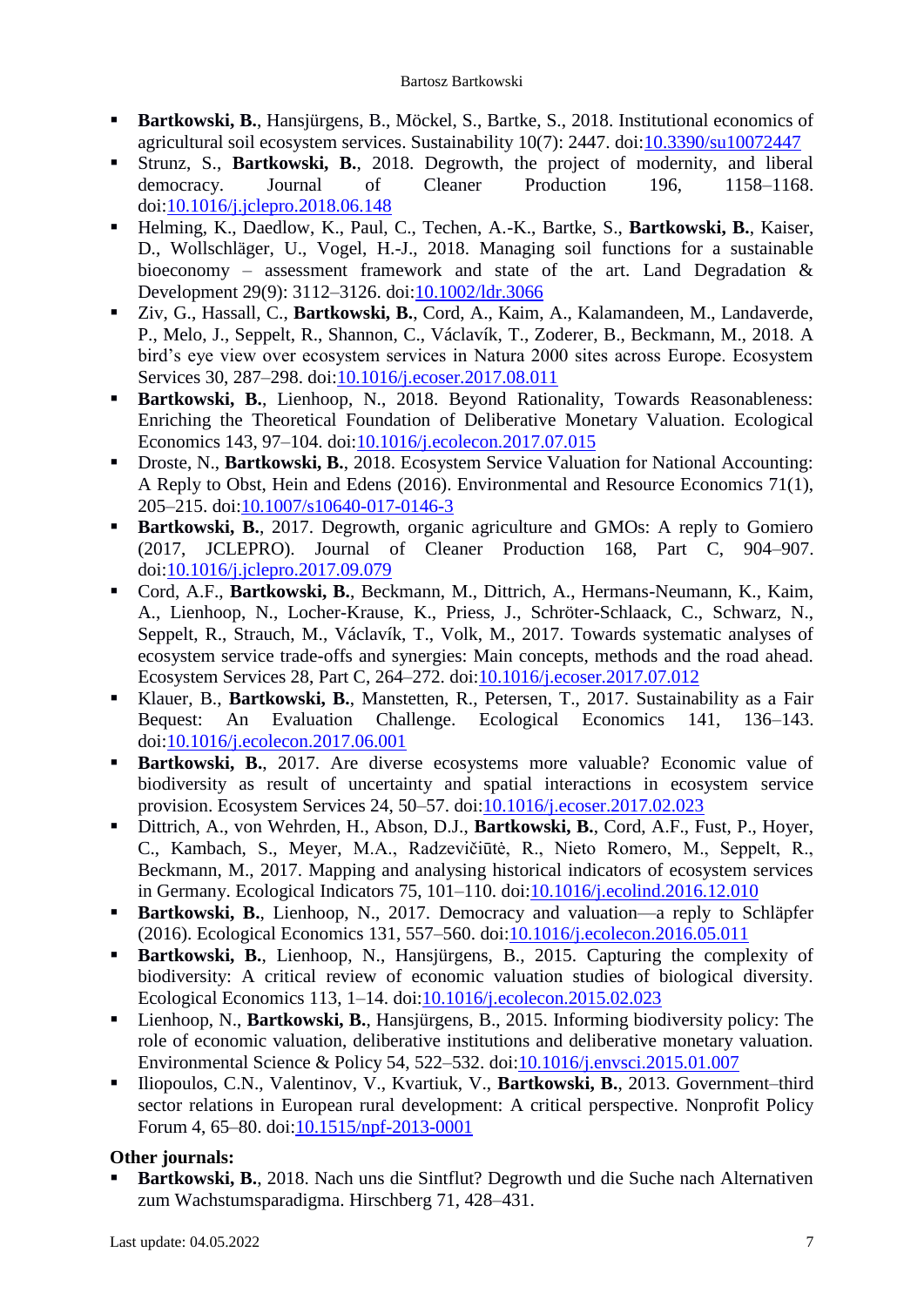- **Bartkowski, B.**, Hansjürgens, B., Möckel, S., Bartke, S., 2018. Institutional economics of agricultural soil ecosystem services. Sustainability 10(7): 2447. doi:10.3390/su10072447
- Strunz, S., **Bartkowski, B.**, 2018. Degrowth, the project of modernity, and liberal democracy. Journal of Cleaner Production 196, 1158–1168. doi:10.1016/j.jclepro.2018.06.148
- Helming, K., Daedlow, K., Paul, C., Techen, A.-K., Bartke, S., **Bartkowski, B.**, Kaiser, D., Wollschläger, U., Vogel, H.-J., 2018. Managing soil functions for a sustainable bioeconomy – assessment framework and state of the art. Land Degradation & Development 29(9): 3112–3126. doi:10.1002/ldr.3066
- Ziv, G., Hassall, C., **Bartkowski, B.**, Cord, A., Kaim, A., Kalamandeen, M., Landaverde, P., Melo, J., Seppelt, R., Shannon, C., Václavík, T., Zoderer, B., Beckmann, M., 2018. A bird's eye view over ecosystem services in Natura 2000 sites across Europe. Ecosystem Services 30, 287–298. doi:10.1016/j.ecoser.2017.08.011
- **Bartkowski, B.**, Lienhoop, N., 2018. Beyond Rationality, Towards Reasonableness: Enriching the Theoretical Foundation of Deliberative Monetary Valuation. Ecological Economics 143, 97–104. doi:10.1016/j.ecolecon.2017.07.015
- Droste, N., **Bartkowski, B.**, 2018. Ecosystem Service Valuation for National Accounting: A Reply to Obst, Hein and Edens (2016). Environmental and Resource Economics 71(1), 205–215. doi:10.1007/s10640-017-0146-3
- **Bartkowski, B.**, 2017. Degrowth, organic agriculture and GMOs: A reply to Gomiero (2017, JCLEPRO). Journal of Cleaner Production 168, Part C, 904–907. doi:10.1016/j.jclepro.2017.09.079
- Cord, A.F., **Bartkowski, B.**, Beckmann, M., Dittrich, A., Hermans-Neumann, K., Kaim, A., Lienhoop, N., Locher-Krause, K., Priess, J., Schröter-Schlaack, C., Schwarz, N., Seppelt, R., Strauch, M., Václavík, T., Volk, M., 2017. Towards systematic analyses of ecosystem service trade-offs and synergies: Main concepts, methods and the road ahead. Ecosystem Services 28, Part C, 264–272. doi:10.1016/j.ecoser.2017.07.012
- Klauer, B., **Bartkowski, B.**, Manstetten, R., Petersen, T., 2017. Sustainability as a Fair Bequest: An Evaluation Challenge. Ecological Economics 141, 136–143. doi:10.1016/j.ecolecon.2017.06.001
- **Bartkowski, B.**, 2017. Are diverse ecosystems more valuable? Economic value of biodiversity as result of uncertainty and spatial interactions in ecosystem service provision. Ecosystem Services 24, 50–57. doi:10.1016/j.ecoser.2017.02.023
- Dittrich, A., von Wehrden, H., Abson, D.J., **Bartkowski, B.**, Cord, A.F., Fust, P., Hoyer, C., Kambach, S., Meyer, M.A., Radzevičiūtė, R., Nieto Romero, M., Seppelt, R., Beckmann, M., 2017. Mapping and analysing historical indicators of ecosystem services in Germany. Ecological Indicators 75, 101–110. doi:10.1016/j.ecolind.2016.12.010
- **Bartkowski, B.**, Lienhoop, N., 2017. Democracy and valuation—a reply to Schläpfer (2016). Ecological Economics 131, 557–560. doi:10.1016/j.ecolecon.2016.05.011
- **Bartkowski, B.**, Lienhoop, N., Hansjürgens, B., 2015. Capturing the complexity of biodiversity: A critical review of economic valuation studies of biological diversity. Ecological Economics 113, 1–14. doi:10.1016/j.ecolecon.2015.02.023
- Lienhoop, N., **Bartkowski, B.**, Hansjürgens, B., 2015. Informing biodiversity policy: The role of economic valuation, deliberative institutions and deliberative monetary valuation. Environmental Science & Policy 54, 522–532. doi:10.1016/j.envsci.2015.01.007
- Iliopoulos, C.N., Valentinov, V., Kvartiuk, V., **Bartkowski, B.**, 2013. Government–third sector relations in European rural development: A critical perspective. Nonprofit Policy Forum 4, 65–80. doi:10.1515/npf-2013-0001

**Other journals:**

- **Bartkowski, B.**, 2018. Nach uns die Sintflut? Degrowth und die Suche nach Alternativen zum Wachstumsparadigma. Hirschberg 71, 428–431.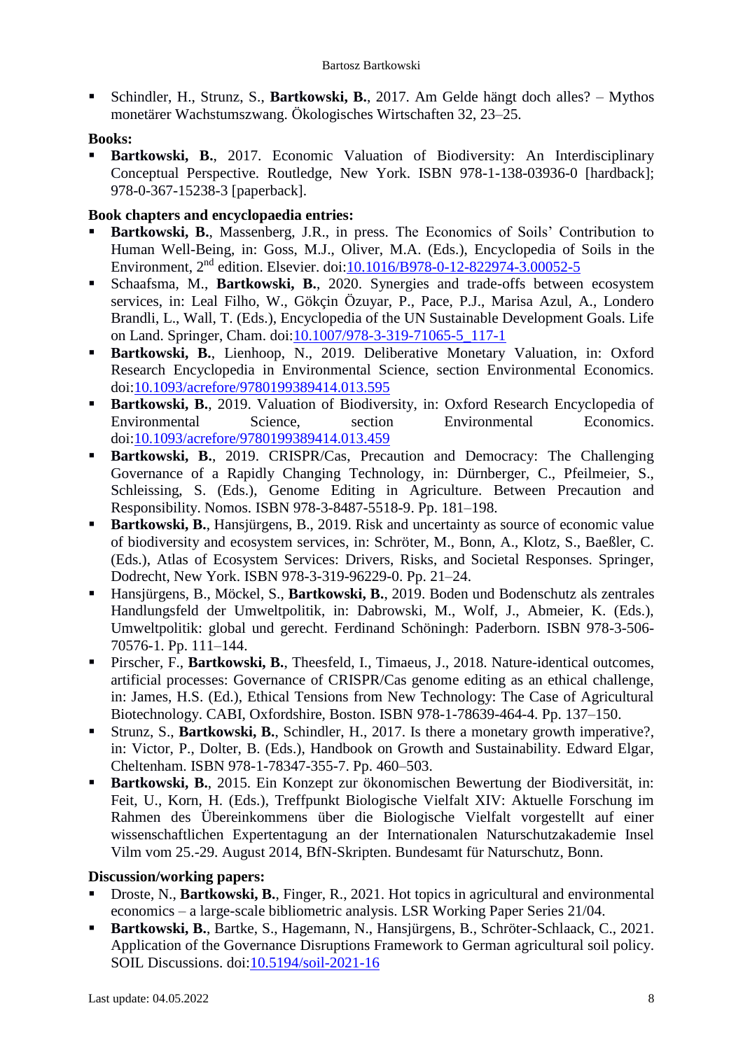- Schindler, H., Strunz, S., **Bartkowski, B.**, 2017. Am Gelde hängt doch alles? – Mythos monetärer Wachstumszwang. Ökologisches Wirtschaften 32, 23–25.

**Books:**

- **Bartkowski, B.**, 2017. Economic Valuation of Biodiversity: An Interdisciplinary Conceptual Perspective. Routledge, New York. ISBN 978-1-138-03936-0 [hardback]; 978-0-367-15238-3 [paperback].

**Book chapters and encyclopaedia entries:**

- **Bartkowski, B.**, Massenberg, J.R., in press. The Economics of Soils' Contribution to Human Well-Being, in: Goss, M.J., Oliver, M.A. (Eds.), Encyclopedia of Soils in the Environment, 2nd edition. Elsevier. doi:10.1016/B978-0-12-822974-3.00052-5
- Schaafsma, M., **Bartkowski, B.**, 2020. Synergies and trade-offs between ecosystem services, in: Leal Filho, W., Gökçin Özuyar, P., Pace, P.J., Marisa Azul, A., Londero Brandli, L., Wall, T. (Eds.), Encyclopedia of the UN Sustainable Development Goals. Life on Land. Springer, Cham. doi:10.1007/978-3-319-71065-5_117-1
- **Bartkowski, B.**, Lienhoop, N., 2019. Deliberative Monetary Valuation, in: Oxford Research Encyclopedia in Environmental Science, section Environmental Economics. doi:10.1093/acrefore/9780199389414.013.595
- **Bartkowski, B.**, 2019. Valuation of Biodiversity, in: Oxford Research Encyclopedia of Environmental Science, section Environmental Economics. doi:10.1093/acrefore/9780199389414.013.459
- **Bartkowski, B.**, 2019. CRISPR/Cas, Precaution and Democracy: The Challenging Governance of a Rapidly Changing Technology, in: Dürnberger, C., Pfeilmeier, S., Schleissing, S. (Eds.), Genome Editing in Agriculture. Between Precaution and Responsibility. Nomos. ISBN 978-3-8487-5518-9. Pp. 181–198.
- **Bartkowski, B.**, Hansjürgens, B., 2019. Risk and uncertainty as source of economic value of biodiversity and ecosystem services, in: Schröter, M., Bonn, A., Klotz, S., Baeßler, C. (Eds.), Atlas of Ecosystem Services: Drivers, Risks, and Societal Responses. Springer, Dodrecht, New York. ISBN 978-3-319-96229-0. Pp. 21–24.
- Hansjürgens, B., Möckel, S., **Bartkowski, B.**, 2019. Boden und Bodenschutz als zentrales Handlungsfeld der Umweltpolitik, in: Dabrowski, M., Wolf, J., Abmeier, K. (Eds.), Umweltpolitik: global und gerecht. Ferdinand Schöningh: Paderborn. ISBN 978-3-506-70576-1. Pp. 111–144.
- Pirscher, F., **Bartkowski, B.**, Theesfeld, I., Timaeus, J., 2018. Nature-identical outcomes, artificial processes: Governance of CRISPR/Cas genome editing as an ethical challenge, in: James, H.S. (Ed.), Ethical Tensions from New Technology: The Case of Agricultural Biotechnology. CABI, Oxfordshire, Boston. ISBN 978-1-78639-464-4. Pp. 137–150.
- Strunz, S., **Bartkowski, B.**, Schindler, H., 2017. Is there a monetary growth imperative?, in: Victor, P., Dolter, B. (Eds.), Handbook on Growth and Sustainability. Edward Elgar, Cheltenham. ISBN 978-1-78347-355-7. Pp. 460–503.
- **Bartkowski, B.**, 2015. Ein Konzept zur ökonomischen Bewertung der Biodiversität, in: Feit, U., Korn, H. (Eds.), Treffpunkt Biologische Vielfalt XIV: Aktuelle Forschung im Rahmen des Übereinkommens über die Biologische Vielfalt vorgestellt auf einer wissenschaftlichen Expertentagung an der Internationalen Naturschutzakademie Insel Vilm vom 25.-29. August 2014, BfN-Skripten. Bundesamt für Naturschutz, Bonn.

**Discussion/working papers:**

- Droste, N., **Bartkowski, B.**, Finger, R., 2021. Hot topics in agricultural and environmental economics – a large-scale bibliometric analysis. LSR Working Paper Series 21/04.
- **Bartkowski, B.**, Bartke, S., Hagemann, N., Hansjürgens, B., Schröter-Schlaack, C., 2021. Application of the Governance Disruptions Framework to German agricultural soil policy. SOIL Discussions. doi:10.5194/soil-2021-16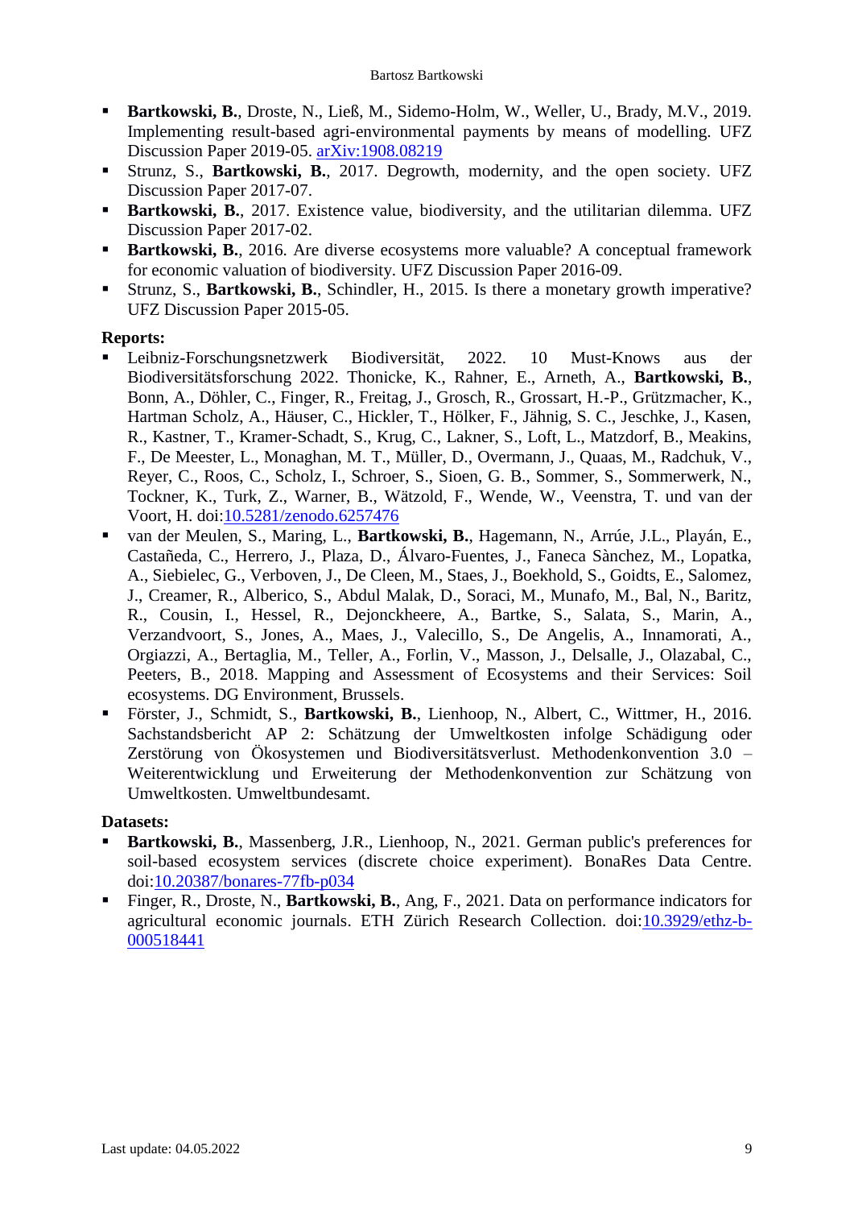- **Bartkowski, B.**, Droste, N., Ließ, M., Sidemo-Holm, W., Weller, U., Brady, M.V., 2019. Implementing result-based agri-environmental payments by means of modelling. UFZ Discussion Paper 2019-05. arXiv:1908.08219
- Strunz, S., **Bartkowski, B.**, 2017. Degrowth, modernity, and the open society. UFZ Discussion Paper 2017-07.
- **Bartkowski, B.**, 2017. Existence value, biodiversity, and the utilitarian dilemma. UFZ Discussion Paper 2017-02.
- **Bartkowski, B.**, 2016. Are diverse ecosystems more valuable? A conceptual framework for economic valuation of biodiversity. UFZ Discussion Paper 2016-09.
- Strunz, S., **Bartkowski, B.**, Schindler, H., 2015. Is there a monetary growth imperative? UFZ Discussion Paper 2015-05.

**Reports:**

- Leibniz-Forschungsnetzwerk Biodiversität, 2022. 10 Must-Knows aus der Biodiversitätsforschung 2022. Thonicke, K., Rahner, E., Arneth, A., **Bartkowski, B.**, Bonn, A., Döhler, C., Finger, R., Freitag, J., Grosch, R., Grossart, H.-P., Grützmacher, K., Hartman Scholz, A., Häuser, C., Hickler, T., Hölker, F., Jähnig, S. C., Jeschke, J., Kasen, R., Kastner, T., Kramer-Schadt, S., Krug, C., Lakner, S., Loft, L., Matzdorf, B., Meakins, F., De Meester, L., Monaghan, M. T., Müller, D., Overmann, J., Quaas, M., Radchuk, V., Reyer, C., Roos, C., Scholz, I., Schroer, S., Sioen, G. B., Sommer, S., Sommerwerk, N., Tockner, K., Turk, Z., Warner, B., Wätzold, F., Wende, W., Veenstra, T. und van der Voort, H. doi:10.5281/zenodo.6257476
- van der Meulen, S., Maring, L., **Bartkowski, B.**, Hagemann, N., Arrúe, J.L., Playán, E., Castañeda, C., Herrero, J., Plaza, D., Álvaro-Fuentes, J., Faneca Sànchez, M., Lopatka, A., Siebielec, G., Verboven, J., De Cleen, M., Staes, J., Boekhold, S., Goidts, E., Salomez, J., Creamer, R., Alberico, S., Abdul Malak, D., Soraci, M., Munafo, M., Bal, N., Baritz, R., Cousin, I., Hessel, R., Dejonckheere, A., Bartke, S., Salata, S., Marin, A., Verzandvoort, S., Jones, A., Maes, J., Valecillo, S., De Angelis, A., Innamorati, A., Orgiazzi, A., Bertaglia, M., Teller, A., Forlin, V., Masson, J., Delsalle, J., Olazabal, C., Peeters, B., 2018. Mapping and Assessment of Ecosystems and their Services: Soil ecosystems. DG Environment, Brussels.
- Förster, J., Schmidt, S., **Bartkowski, B.**, Lienhoop, N., Albert, C., Wittmer, H., 2016. Sachstandsbericht AP 2: Schätzung der Umweltkosten infolge Schädigung oder Zerstörung von Ökosystemen und Biodiversitätsverlust. Methodenkonvention 3.0 – Weiterentwicklung und Erweiterung der Methodenkonvention zur Schätzung von Umweltkosten. Umweltbundesamt.

**Datasets:**

- **Bartkowski, B.**, Massenberg, J.R., Lienhoop, N., 2021. German public's preferences for soil-based ecosystem services (discrete choice experiment). BonaRes Data Centre. doi:10.20387/bonares-77fb-p034
- Finger, R., Droste, N., **Bartkowski, B.**, Ang, F., 2021. Data on performance indicators for agricultural economic journals. ETH Zürich Research Collection. doi:10.3929/ethz-b-000518441

Last update: 04.05.2022